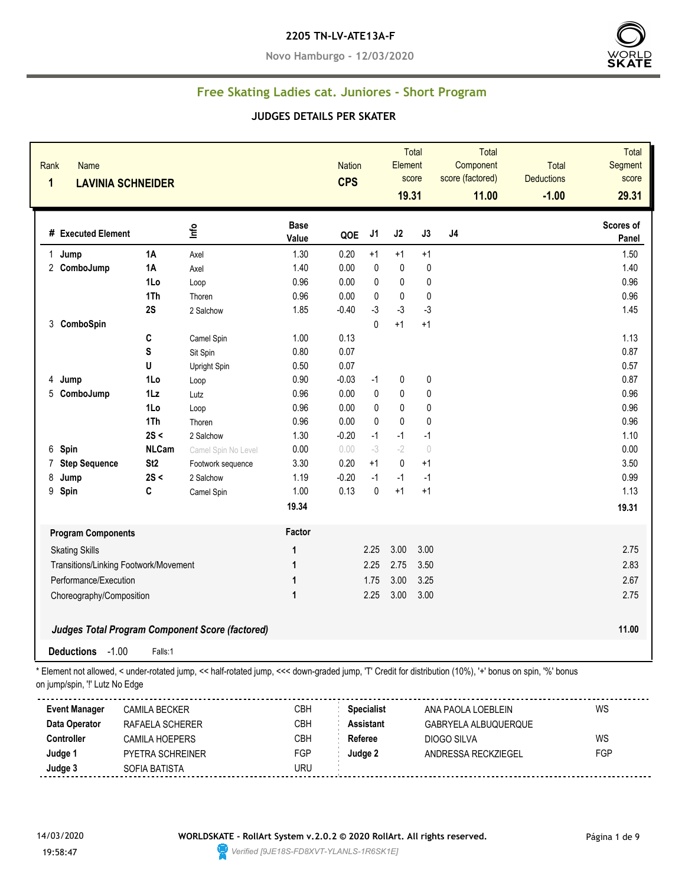**2205 TN-LV-ATE13A-F**

**Novo Hamburgo - 12/03/2020**

## Free Skating Ladies cat. Juniores - Short Program

### JUDGES DETAILS PER SKATER

| Rank | Name | Nation | Total Element score | Total Component score (factored) | Total Deductions | Total Segment score |
|---|---|---|---|---|---|---|
| 1 | LAVINIA SCHNEIDER | CPS | 19.31 | 11.00 | -1.00 | 29.31 |

| # | Executed Element | | Info | Base Value | QOE | J1 | J2 | J3 | J4 | Scores of Panel |
|---|---|---|---|---|---|---|---|---|---|---|
| 1 | Jump | 1A | Axel | 1.30 | 0.20 | +1 | +1 | +1 | | 1.50 |
| 2 | ComboJump | 1A | Axel | 1.40 | 0.00 | 0 | 0 | 0 | | 1.40 |
| | | 1Lo | Loop | 0.96 | 0.00 | 0 | 0 | 0 | | 0.96 |
| | | 1Th | Thoren | 0.96 | 0.00 | 0 | 0 | 0 | | 0.96 |
| | | 2S | 2 Salchow | 1.85 | -0.40 | -3 | -3 | -3 | | 1.45 |
| 3 | ComboSpin | | | | | 0 | +1 | +1 | | |
| | | C | Camel Spin | 1.00 | 0.13 | | | | | 1.13 |
| | | S | Sit Spin | 0.80 | 0.07 | | | | | 0.87 |
| | | U | Upright Spin | 0.50 | 0.07 | | | | | 0.57 |
| 4 | Jump | 1Lo | Loop | 0.90 | -0.03 | -1 | 0 | 0 | | 0.87 |
| 5 | ComboJump | 1Lz | Lutz | 0.96 | 0.00 | 0 | 0 | 0 | | 0.96 |
| | | 1Lo | Loop | 0.96 | 0.00 | 0 | 0 | 0 | | 0.96 |
| | | 1Th | Thoren | 0.96 | 0.00 | 0 | 0 | 0 | | 0.96 |
| | | 2S < | 2 Salchow | 1.30 | -0.20 | -1 | -1 | -1 | | 1.10 |
| 6 | Spin | NLCam | Camel Spin No Level | 0.00 | 0.00 | -3 | -2 | 0 | | 0.00 |
| 7 | Step Sequence | St2 | Footwork sequence | 3.30 | 0.20 | +1 | 0 | +1 | | 3.50 |
| 8 | Jump | 2S < | 2 Salchow | 1.19 | -0.20 | -1 | -1 | -1 | | 0.99 |
| 9 | Spin | C | Camel Spin | 1.00 | 0.13 | 0 | +1 | +1 | | 1.13 |
| | | | | 19.34 | | | | | | 19.31 |

| Program Components | Factor | J1 | J2 | J3 | J4 | |
|---|---|---|---|---|---|---|
| Skating Skills | 1 | 2.25 | 3.00 | 3.00 | | 2.75 |
| Transitions/Linking Footwork/Movement | 1 | 2.25 | 2.75 | 3.50 | | 2.83 |
| Performance/Execution | 1 | 1.75 | 3.00 | 3.25 | | 2.67 |
| Choreography/Composition | 1 | 2.25 | 3.00 | 3.00 | | 2.75 |

***Judges Total Program Component Score (factored)*** **11.00**

**Deductions** -1.00 Falls:1

\* Element not allowed, < under-rotated jump, << half-rotated jump, <<< down-graded jump, 'T' Credit for distribution (10%), '+' bonus on spin, '%' bonus on jump/spin, '!' Lutz No Edge

| | | | | | |
|---|---|---|---|---|---|
| **Event Manager** | CAMILA BECKER | CBH | **Specialist** | ANA PAOLA LOEBLEIN | WS |
| **Data Operator** | RAFAELA SCHERER | CBH | **Assistant** | GABRYELA ALBUQUERQUE | |
| **Controller** | CAMILA HOEPERS | CBH | **Referee** | DIOGO SILVA | WS |
| **Judge 1** | PYETRA SCHREINER | FGP | **Judge 2** | ANDRESSA RECKZIEGEL | FGP |
| **Judge 3** | SOFIA BATISTA | URU | | | |

14/03/2020 19:58:47

**WORLDSKATE - RollArt System v.2.0.2 © 2020 RollArt. All rights reserved.**

*Verified [9JE18S-FD8XVT-YLANLS-1R6SK1E]*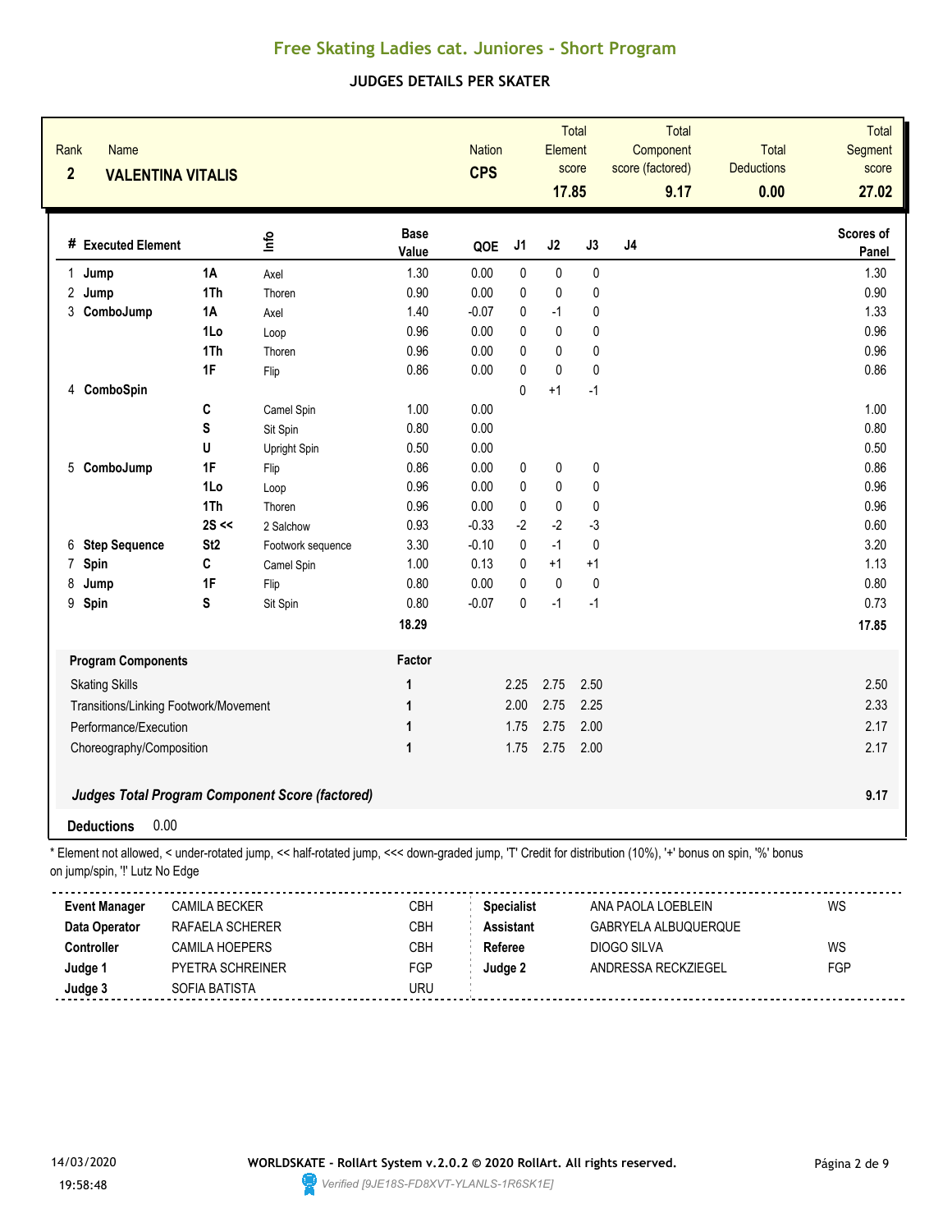# Free Skating Ladies cat. Juniores - Short Program

## JUDGES DETAILS PER SKATER

| Rank | Name | Nation | Total Element score | Total Component score (factored) | Total Deductions | Total Segment score |
|---|---|---|---|---|---|---|
| 2 | **VALENTINA VITALIS** | **CPS** | **17.85** | **9.17** | **0.00** | **27.02** |

| # | Executed Element | | Info | Base Value | QOE | J1 | J2 | J3 | J4 | Scores of Panel |
|---|---|---|---|---|---|---|---|---|---|---|
| 1 | **Jump** | **1A** | Axel | 1.30 | 0.00 | 0 | 0 | 0 | | 1.30 |
| 2 | **Jump** | **1Th** | Thoren | 0.90 | 0.00 | 0 | 0 | 0 | | 0.90 |
| 3 | **ComboJump** | **1A** | Axel | 1.40 | -0.07 | 0 | -1 | 0 | | 1.33 |
| | | **1Lo** | Loop | 0.96 | 0.00 | 0 | 0 | 0 | | 0.96 |
| | | **1Th** | Thoren | 0.96 | 0.00 | 0 | 0 | 0 | | 0.96 |
| | | **1F** | Flip | 0.86 | 0.00 | 0 | 0 | 0 | | 0.86 |
| 4 | **ComboSpin** | | | | | 0 | +1 | -1 | | |
| | | **C** | Camel Spin | 1.00 | 0.00 | | | | | 1.00 |
| | | **S** | Sit Spin | 0.80 | 0.00 | | | | | 0.80 |
| | | **U** | Upright Spin | 0.50 | 0.00 | | | | | 0.50 |
| 5 | **ComboJump** | **1F** | Flip | 0.86 | 0.00 | 0 | 0 | 0 | | 0.86 |
| | | **1Lo** | Loop | 0.96 | 0.00 | 0 | 0 | 0 | | 0.96 |
| | | **1Th** | Thoren | 0.96 | 0.00 | 0 | 0 | 0 | | 0.96 |
| | | **2S <<** | 2 Salchow | 0.93 | -0.33 | -2 | -2 | -3 | | 0.60 |
| 6 | **Step Sequence** | **St2** | Footwork sequence | 3.30 | -0.10 | 0 | -1 | 0 | | 3.20 |
| 7 | **Spin** | **C** | Camel Spin | 1.00 | 0.13 | 0 | +1 | +1 | | 1.13 |
| 8 | **Jump** | **1F** | Flip | 0.80 | 0.00 | 0 | 0 | 0 | | 0.80 |
| 9 | **Spin** | **S** | Sit Spin | 0.80 | -0.07 | 0 | -1 | -1 | | 0.73 |
| | | | | **18.29** | | | | | | **17.85** |

| Program Components | Factor | J1 | J2 | J3 | J4 | |
|---|---|---|---|---|---|---|
| Skating Skills | 1 | 2.25 | 2.75 | 2.50 | | 2.50 |
| Transitions/Linking Footwork/Movement | 1 | 2.00 | 2.75 | 2.25 | | 2.33 |
| Performance/Execution | 1 | 1.75 | 2.75 | 2.00 | | 2.17 |
| Choreography/Composition | 1 | 1.75 | 2.75 | 2.00 | | 2.17 |

***Judges Total Program Component Score (factored)*** **9.17**

**Deductions** 0.00

\* Element not allowed, < under-rotated jump, << half-rotated jump, <<< down-graded jump, 'T' Credit for distribution (10%), '+' bonus on spin, '%' bonus on jump/spin, '!' Lutz No Edge

| | | | | | |
|---|---|---|---|---|---|
| **Event Manager** | CAMILA BECKER | CBH | **Specialist** | ANA PAOLA LOEBLEIN | WS |
| **Data Operator** | RAFAELA SCHERER | CBH | **Assistant** | GABRYELA ALBUQUERQUE | |
| **Controller** | CAMILA HOEPERS | CBH | **Referee** | DIOGO SILVA | WS |
| **Judge 1** | PYETRA SCHREINER | FGP | **Judge 2** | ANDRESSA RECKZIEGEL | FGP |
| **Judge 3** | SOFIA BATISTA | URU | | | |

14/03/2020 19:58:48

**WORLDSKATE - RollArt System v.2.0.2 © 2020 RollArt. All rights reserved.**

*Verified [9JE18S-FD8XVT-YLANLS-1R6SK1E]*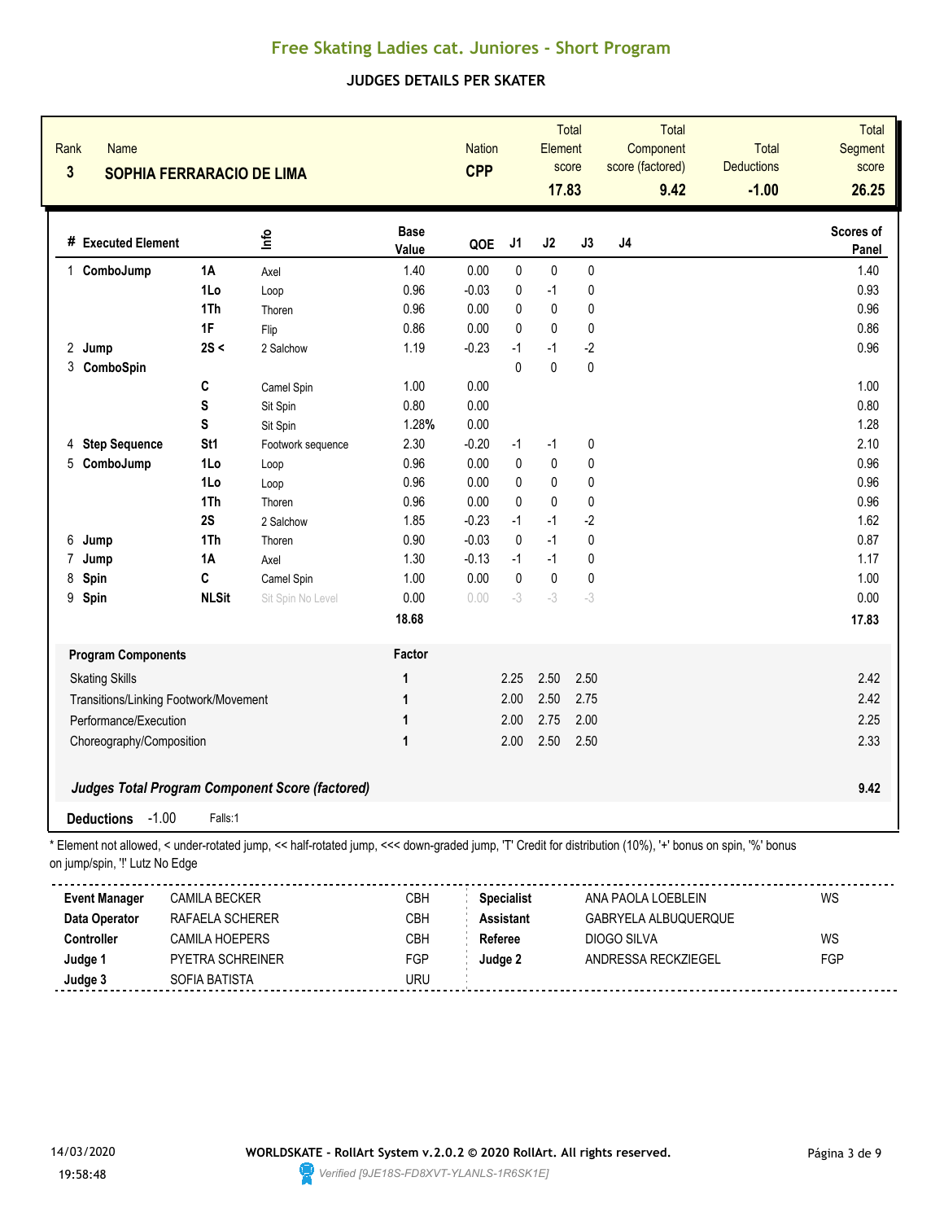# Free Skating Ladies cat. Juniores - Short Program

## JUDGES DETAILS PER SKATER

| Rank | Name | Nation | Total Element score | Total Component score (factored) | Total Deductions | Total Segment score |
|---|---|---|---|---|---|---|
| 3 | **SOPHIA FERRARACIO DE LIMA** | **CPP** | **17.83** | **9.42** | **-1.00** | **26.25** |

| # | Executed Element | | Info | Base Value | QOE | J1 | J2 | J3 | J4 | Scores of Panel |
|---|---|---|---|---|---|---|---|---|---|---|
| 1 | **ComboJump** | **1A** | Axel | 1.40 | 0.00 | 0 | 0 | 0 | | 1.40 |
| | | **1Lo** | Loop | 0.96 | -0.03 | 0 | -1 | 0 | | 0.93 |
| | | **1Th** | Thoren | 0.96 | 0.00 | 0 | 0 | 0 | | 0.96 |
| | | **1F** | Flip | 0.86 | 0.00 | 0 | 0 | 0 | | 0.86 |
| 2 | **Jump** | **2S <** | 2 Salchow | 1.19 | -0.23 | -1 | -1 | -2 | | 0.96 |
| 3 | **ComboSpin** | | | | | 0 | 0 | 0 | | |
| | | **C** | Camel Spin | 1.00 | 0.00 | | | | | 1.00 |
| | | **S** | Sit Spin | 0.80 | 0.00 | | | | | 0.80 |
| | | **S** | Sit Spin | 1.28% | 0.00 | | | | | 1.28 |
| 4 | **Step Sequence** | **St1** | Footwork sequence | 2.30 | -0.20 | -1 | -1 | 0 | | 2.10 |
| 5 | **ComboJump** | **1Lo** | Loop | 0.96 | 0.00 | 0 | 0 | 0 | | 0.96 |
| | | **1Lo** | Loop | 0.96 | 0.00 | 0 | 0 | 0 | | 0.96 |
| | | **1Th** | Thoren | 0.96 | 0.00 | 0 | 0 | 0 | | 0.96 |
| | | **2S** | 2 Salchow | 1.85 | -0.23 | -1 | -1 | -2 | | 1.62 |
| 6 | **Jump** | **1Th** | Thoren | 0.90 | -0.03 | 0 | -1 | 0 | | 0.87 |
| 7 | **Jump** | **1A** | Axel | 1.30 | -0.13 | -1 | -1 | 0 | | 1.17 |
| 8 | **Spin** | **C** | Camel Spin | 1.00 | 0.00 | 0 | 0 | 0 | | 1.00 |
| 9 | **Spin** | **NLSit** | Sit Spin No Level | 0.00 | 0.00 | -3 | -3 | -3 | | 0.00 |
| | | | | **18.68** | | | | | | **17.83** |

| Program Components | Factor | J1 | J2 | J3 | J4 | |
|---|---|---|---|---|---|---|
| Skating Skills | 1 | 2.25 | 2.50 | 2.50 | | 2.42 |
| Transitions/Linking Footwork/Movement | 1 | 2.00 | 2.50 | 2.75 | | 2.42 |
| Performance/Execution | 1 | 2.00 | 2.75 | 2.00 | | 2.25 |
| Choreography/Composition | 1 | 2.00 | 2.50 | 2.50 | | 2.33 |
| ***Judges Total Program Component Score (factored)*** | | | | | | **9.42** |

**Deductions** -1.00 Falls:1

\* Element not allowed, < under-rotated jump, << half-rotated jump, <<< down-graded jump, 'T' Credit for distribution (10%), '+' bonus on spin, '%' bonus on jump/spin, '!' Lutz No Edge

| | | | | | |
|---|---|---|---|---|---|
| **Event Manager** | CAMILA BECKER | CBH | **Specialist** | ANA PAOLA LOEBLEIN | WS |
| **Data Operator** | RAFAELA SCHERER | CBH | **Assistant** | GABRYELA ALBUQUERQUE | |
| **Controller** | CAMILA HOEPERS | CBH | **Referee** | DIOGO SILVA | WS |
| **Judge 1** | PYETRA SCHREINER | FGP | **Judge 2** | ANDRESSA RECKZIEGEL | FGP |
| **Judge 3** | SOFIA BATISTA | URU | | | |

14/03/2020 19:58:48

**WORLDSKATE - RollArt System v.2.0.2 © 2020 RollArt. All rights reserved.**

Verified [9JE18S-FD8XVT-YLANLS-1R6SK1E]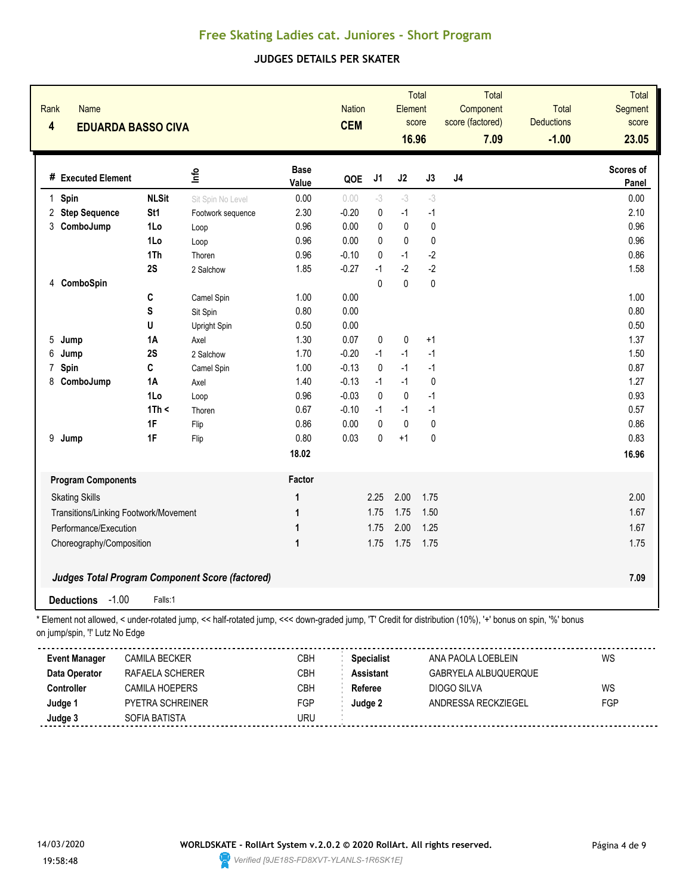# Free Skating Ladies cat. Juniores - Short Program

## JUDGES DETAILS PER SKATER

| Rank | Name | Nation | Total Element score | Total Component score (factored) | Total Deductions | Total Segment score |
|---|---|---|---|---|---|---|
| 4 | EDUARDA BASSO CIVA | CEM | 16.96 | 7.09 | -1.00 | 23.05 |

| # | Executed Element | | Info | Base Value | QOE | J1 | J2 | J3 | J4 | Scores of Panel |
|---|---|---|---|---|---|---|---|---|---|---|
| 1 | Spin | NLSit | Sit Spin No Level | 0.00 | 0.00 | -3 | -3 | -3 | | 0.00 |
| 2 | Step Sequence | St1 | Footwork sequence | 2.30 | -0.20 | 0 | -1 | -1 | | 2.10 |
| 3 | ComboJump | 1Lo | Loop | 0.96 | 0.00 | 0 | 0 | 0 | | 0.96 |
| | | 1Lo | Loop | 0.96 | 0.00 | 0 | 0 | 0 | | 0.96 |
| | | 1Th | Thoren | 0.96 | -0.10 | 0 | -1 | -2 | | 0.86 |
| | | 2S | 2 Salchow | 1.85 | -0.27 | -1 | -2 | -2 | | 1.58 |
| 4 | ComboSpin | | | | | 0 | 0 | 0 | | |
| | | C | Camel Spin | 1.00 | 0.00 | | | | | 1.00 |
| | | S | Sit Spin | 0.80 | 0.00 | | | | | 0.80 |
| | | U | Upright Spin | 0.50 | 0.00 | | | | | 0.50 |
| 5 | Jump | 1A | Axel | 1.30 | 0.07 | 0 | 0 | +1 | | 1.37 |
| 6 | Jump | 2S | 2 Salchow | 1.70 | -0.20 | -1 | -1 | -1 | | 1.50 |
| 7 | Spin | C | Camel Spin | 1.00 | -0.13 | 0 | -1 | -1 | | 0.87 |
| 8 | ComboJump | 1A | Axel | 1.40 | -0.13 | -1 | -1 | 0 | | 1.27 |
| | | 1Lo | Loop | 0.96 | -0.03 | 0 | 0 | -1 | | 0.93 |
| | | 1Th < | Thoren | 0.67 | -0.10 | -1 | -1 | -1 | | 0.57 |
| | | 1F | Flip | 0.86 | 0.00 | 0 | 0 | 0 | | 0.86 |
| 9 | Jump | 1F | Flip | 0.80 | 0.03 | 0 | +1 | 0 | | 0.83 |
| | | | | 18.02 | | | | | | 16.96 |

| Program Components | Factor | J1 | J2 | J3 | J4 | |
|---|---|---|---|---|---|---|
| Skating Skills | 1 | 2.25 | 2.00 | 1.75 | | 2.00 |
| Transitions/Linking Footwork/Movement | 1 | 1.75 | 1.75 | 1.50 | | 1.67 |
| Performance/Execution | 1 | 1.75 | 2.00 | 1.25 | | 1.67 |
| Choreography/Composition | 1 | 1.75 | 1.75 | 1.75 | | 1.75 |

***Judges Total Program Component Score (factored)*** **7.09**

**Deductions** -1.00 Falls:1

\* Element not allowed, < under-rotated jump, << half-rotated jump, <<< down-graded jump, 'T' Credit for distribution (10%), '+' bonus on spin, '%' bonus on jump/spin, '!' Lutz No Edge

| | | | | | |
|---|---|---|---|---|---|
| **Event Manager** | CAMILA BECKER | CBH | **Specialist** | ANA PAOLA LOEBLEIN | WS |
| **Data Operator** | RAFAELA SCHERER | CBH | **Assistant** | GABRYELA ALBUQUERQUE | |
| **Controller** | CAMILA HOEPERS | CBH | **Referee** | DIOGO SILVA | WS |
| **Judge 1** | PYETRA SCHREINER | FGP | **Judge 2** | ANDRESSA RECKZIEGEL | FGP |
| **Judge 3** | SOFIA BATISTA | URU | | | |

14/03/2020 19:58:48

WORLDSKATE - RollArt System v.2.0.2 © 2020 RollArt. All rights reserved.

Verified [9JE18S-FD8XVT-YLANLS-1R6SK1E]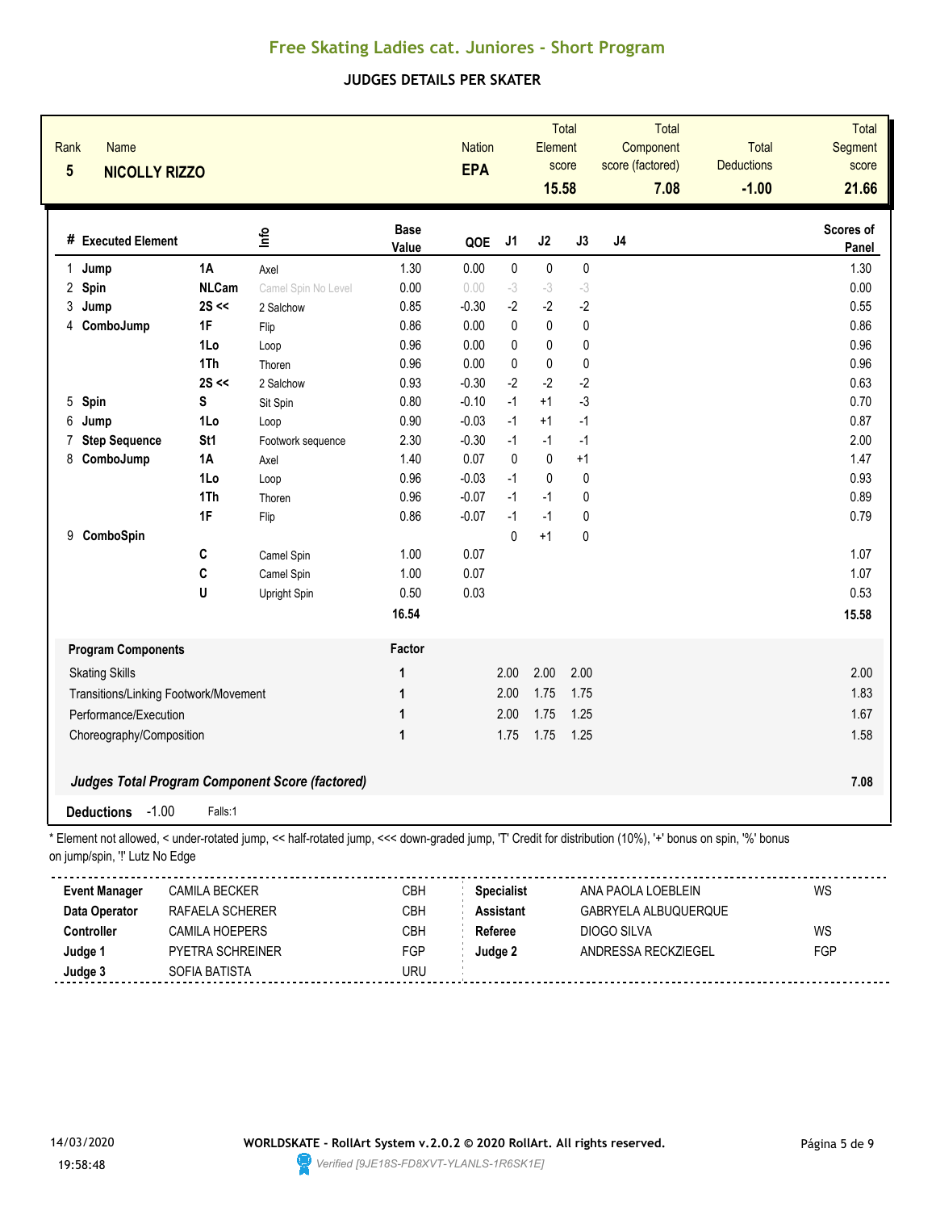## Free Skating Ladies cat. Juniores - Short Program

### JUDGES DETAILS PER SKATER

| Rank | Name | Nation | Total Element score | Total Component score (factored) | Total Deductions | Total Segment score |
|---|---|---|---|---|---|---|
| 5 | **NICOLLY RIZZO** | **EPA** | **15.58** | **7.08** | **-1.00** | **21.66** |

| # | Executed Element | | Info | Base Value | QOE | J1 | J2 | J3 | J4 | Scores of Panel |
|---|---|---|---|---|---|---|---|---|---|---|
| 1 | **Jump** | **1A** | Axel | 1.30 | 0.00 | 0 | 0 | 0 | | 1.30 |
| 2 | **Spin** | **NLCam** | Camel Spin No Level | 0.00 | 0.00 | -3 | -3 | -3 | | 0.00 |
| 3 | **Jump** | **2S <<** | 2 Salchow | 0.85 | -0.30 | -2 | -2 | -2 | | 0.55 |
| 4 | **ComboJump** | **1F** | Flip | 0.86 | 0.00 | 0 | 0 | 0 | | 0.86 |
| | | **1Lo** | Loop | 0.96 | 0.00 | 0 | 0 | 0 | | 0.96 |
| | | **1Th** | Thoren | 0.96 | 0.00 | 0 | 0 | 0 | | 0.96 |
| | | **2S <<** | 2 Salchow | 0.93 | -0.30 | -2 | -2 | -2 | | 0.63 |
| 5 | **Spin** | **S** | Sit Spin | 0.80 | -0.10 | -1 | +1 | -3 | | 0.70 |
| 6 | **Jump** | **1Lo** | Loop | 0.90 | -0.03 | -1 | +1 | -1 | | 0.87 |
| 7 | **Step Sequence** | **St1** | Footwork sequence | 2.30 | -0.30 | -1 | -1 | -1 | | 2.00 |
| 8 | **ComboJump** | **1A** | Axel | 1.40 | 0.07 | 0 | 0 | +1 | | 1.47 |
| | | **1Lo** | Loop | 0.96 | -0.03 | -1 | 0 | 0 | | 0.93 |
| | | **1Th** | Thoren | 0.96 | -0.07 | -1 | -1 | 0 | | 0.89 |
| | | **1F** | Flip | 0.86 | -0.07 | -1 | -1 | 0 | | 0.79 |
| 9 | **ComboSpin** | | | | | 0 | +1 | 0 | | |
| | | **C** | Camel Spin | 1.00 | 0.07 | | | | | 1.07 |
| | | **C** | Camel Spin | 1.00 | 0.07 | | | | | 1.07 |
| | | **U** | Upright Spin | 0.50 | 0.03 | | | | | 0.53 |
| | | | | **16.54** | | | | | | **15.58** |

| Program Components | Factor | J1 | J2 | J3 | J4 | |
|---|---|---|---|---|---|---|
| Skating Skills | 1 | 2.00 | 2.00 | 2.00 | | 2.00 |
| Transitions/Linking Footwork/Movement | 1 | 2.00 | 1.75 | 1.75 | | 1.83 |
| Performance/Execution | 1 | 2.00 | 1.75 | 1.25 | | 1.67 |
| Choreography/Composition | 1 | 1.75 | 1.75 | 1.25 | | 1.58 |
| ***Judges Total Program Component Score (factored)*** | | | | | | **7.08** |

**Deductions** -1.00 Falls:1

* Element not allowed, < under-rotated jump, << half-rotated jump, <<< down-graded jump, 'T' Credit for distribution (10%), '+' bonus on spin, '%' bonus on jump/spin, '!' Lutz No Edge

| | | | | | |
|---|---|---|---|---|---|
| **Event Manager** | CAMILA BECKER | CBH | **Specialist** | ANA PAOLA LOEBLEIN | WS |
| **Data Operator** | RAFAELA SCHERER | CBH | **Assistant** | GABRYELA ALBUQUERQUE | |
| **Controller** | CAMILA HOEPERS | CBH | **Referee** | DIOGO SILVA | WS |
| **Judge 1** | PYETRA SCHREINER | FGP | **Judge 2** | ANDRESSA RECKZIEGEL | FGP |
| **Judge 3** | SOFIA BATISTA | URU | | | |

14/03/2020
19:58:48

**WORLDSKATE - RollArt System v.2.0.2 © 2020 RollArt. All rights reserved.**
*Verified [9JE18S-FD8XVT-YLANLS-1R6SK1E]*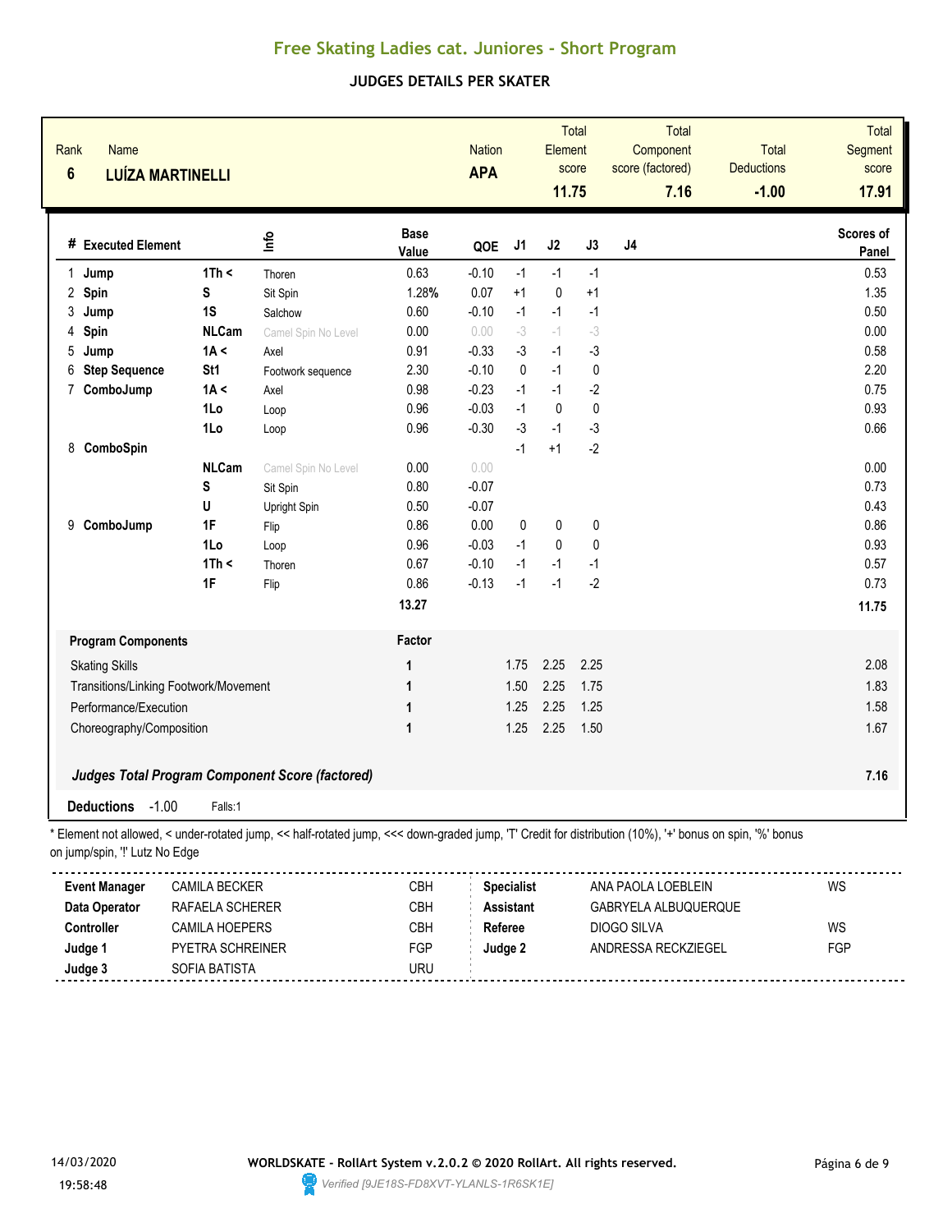## Free Skating Ladies cat. Juniores - Short Program

### JUDGES DETAILS PER SKATER

| Rank | Name | Nation | Total Element score | Total Component score (factored) | Total Deductions | Total Segment score |
|---|---|---|---|---|---|---|
| 6 | **LUÍZA MARTINELLI** | **APA** | 11.75 | 7.16 | -1.00 | 17.91 |

| # | Executed Element | | Info | Base Value | QOE | J1 | J2 | J3 | J4 | Scores of Panel |
|---|---|---|---|---|---|---|---|---|---|---|
| 1 | Jump | 1Th < | Thoren | 0.63 | -0.10 | -1 | -1 | -1 | | 0.53 |
| 2 | Spin | S | Sit Spin | 1.28% | 0.07 | +1 | 0 | +1 | | 1.35 |
| 3 | Jump | 1S | Salchow | 0.60 | -0.10 | -1 | -1 | -1 | | 0.50 |
| 4 | Spin | NLCam | Camel Spin No Level | 0.00 | 0.00 | -3 | -1 | -3 | | 0.00 |
| 5 | Jump | 1A < | Axel | 0.91 | -0.33 | -3 | -1 | -3 | | 0.58 |
| 6 | Step Sequence | St1 | Footwork sequence | 2.30 | -0.10 | 0 | -1 | 0 | | 2.20 |
| 7 | ComboJump | 1A < | Axel | 0.98 | -0.23 | -1 | -1 | -2 | | 0.75 |
| | | 1Lo | Loop | 0.96 | -0.03 | -1 | 0 | 0 | | 0.93 |
| | | 1Lo | Loop | 0.96 | -0.30 | -3 | -1 | -3 | | 0.66 |
| 8 | ComboSpin | | | | | -1 | +1 | -2 | | |
| | | NLCam | Camel Spin No Level | 0.00 | 0.00 | | | | | 0.00 |
| | | S | Sit Spin | 0.80 | -0.07 | | | | | 0.73 |
| | | U | Upright Spin | 0.50 | -0.07 | | | | | 0.43 |
| 9 | ComboJump | 1F | Flip | 0.86 | 0.00 | 0 | 0 | 0 | | 0.86 |
| | | 1Lo | Loop | 0.96 | -0.03 | -1 | 0 | 0 | | 0.93 |
| | | 1Th < | Thoren | 0.67 | -0.10 | -1 | -1 | -1 | | 0.57 |
| | | 1F | Flip | 0.86 | -0.13 | -1 | -1 | -2 | | 0.73 |
| | | | | **13.27** | | | | | | **11.75** |

| Program Components | Factor | J1 | J2 | J3 | J4 | |
|---|---|---|---|---|---|---|
| Skating Skills | 1 | 1.75 | 2.25 | 2.25 | | 2.08 |
| Transitions/Linking Footwork/Movement | 1 | 1.50 | 2.25 | 1.75 | | 1.83 |
| Performance/Execution | 1 | 1.25 | 2.25 | 1.25 | | 1.58 |
| Choreography/Composition | 1 | 1.25 | 2.25 | 1.50 | | 1.67 |

***Judges Total Program Component Score (factored)*** **7.16**

**Deductions** -1.00 Falls:1

* Element not allowed, < under-rotated jump, << half-rotated jump, <<< down-graded jump, 'T' Credit for distribution (10%), '+' bonus on spin, '%' bonus on jump/spin, '!' Lutz No Edge

| | | | | | |
|---|---|---|---|---|---|
| **Event Manager** | CAMILA BECKER | CBH | **Specialist** | ANA PAOLA LOEBLEIN | WS |
| **Data Operator** | RAFAELA SCHERER | CBH | **Assistant** | GABRYELA ALBUQUERQUE | |
| **Controller** | CAMILA HOEPERS | CBH | **Referee** | DIOGO SILVA | WS |
| **Judge 1** | PYETRA SCHREINER | FGP | **Judge 2** | ANDRESSA RECKZIEGEL | FGP |
| **Judge 3** | SOFIA BATISTA | URU | | | |

14/03/2020 19:58:48

**WORLDSKATE - RollArt System v.2.0.2 © 2020 RollArt. All rights reserved.**

Verified [9JE18S-FD8XVT-YLANLS-1R6SK1E]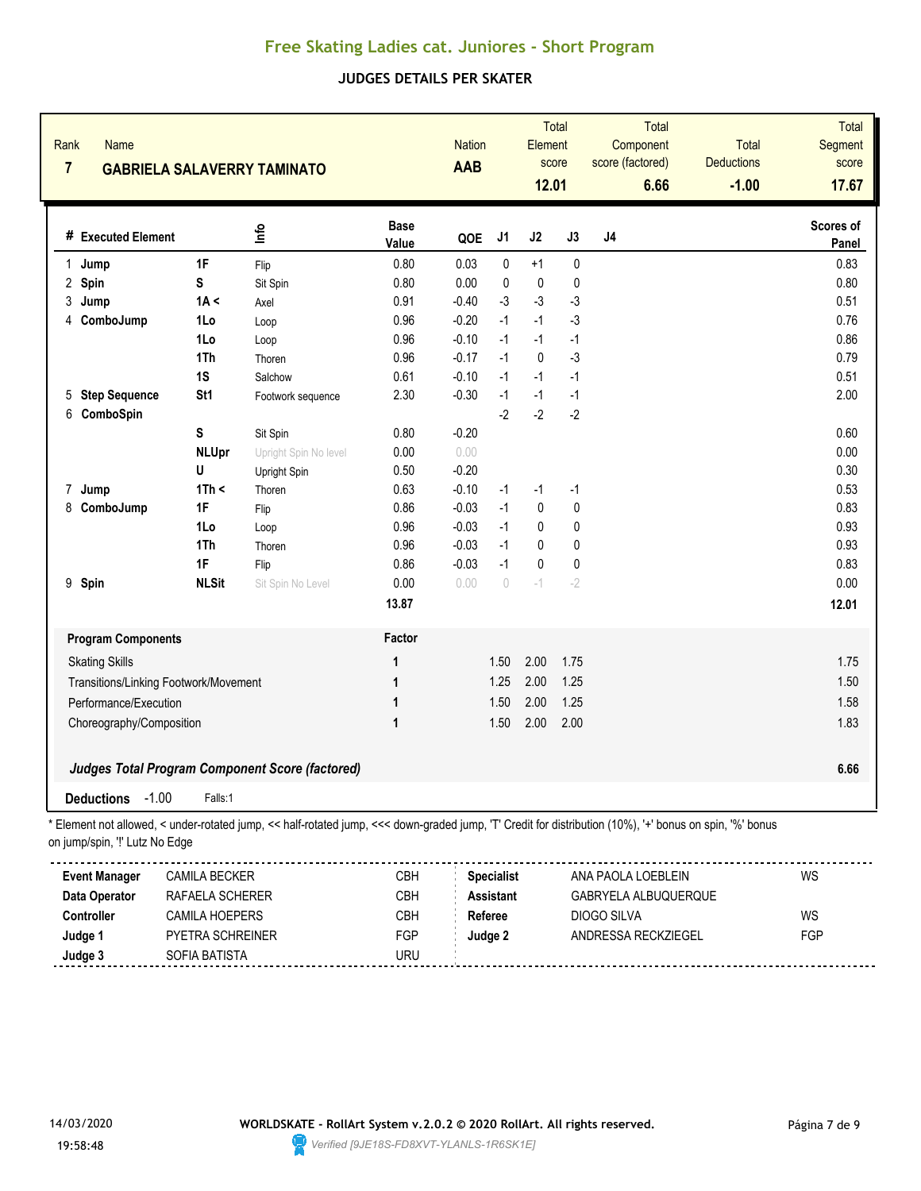# Free Skating Ladies cat. Juniores - Short Program

## JUDGES DETAILS PER SKATER

| Rank | Name | Nation | Total Element score | Total Component score (factored) | Total Deductions | Total Segment score |
|---|---|---|---|---|---|---|
| 7 | GABRIELA SALAVERRY TAMINATO | AAB | 12.01 | 6.66 | -1.00 | 17.67 |

| # | Executed Element | | Info | Base Value | QOE | J1 | J2 | J3 | J4 | Scores of Panel |
|---|---|---|---|---|---|---|---|---|---|---|
| 1 | Jump | 1F | Flip | 0.80 | 0.03 | 0 | +1 | 0 | | 0.83 |
| 2 | Spin | S | Sit Spin | 0.80 | 0.00 | 0 | 0 | 0 | | 0.80 |
| 3 | Jump | 1A < | Axel | 0.91 | -0.40 | -3 | -3 | -3 | | 0.51 |
| 4 | ComboJump | 1Lo | Loop | 0.96 | -0.20 | -1 | -1 | -3 | | 0.76 |
| | | 1Lo | Loop | 0.96 | -0.10 | -1 | -1 | -1 | | 0.86 |
| | | 1Th | Thoren | 0.96 | -0.17 | -1 | 0 | -3 | | 0.79 |
| | | 1S | Salchow | 0.61 | -0.10 | -1 | -1 | -1 | | 0.51 |
| 5 | Step Sequence | St1 | Footwork sequence | 2.30 | -0.30 | -1 | -1 | -1 | | 2.00 |
| 6 | ComboSpin | | | | | -2 | -2 | -2 | | |
| | | S | Sit Spin | 0.80 | -0.20 | | | | | 0.60 |
| | | NLUpr | Upright Spin No level | 0.00 | 0.00 | | | | | 0.00 |
| | | U | Upright Spin | 0.50 | -0.20 | | | | | 0.30 |
| 7 | Jump | 1Th < | Thoren | 0.63 | -0.10 | -1 | -1 | -1 | | 0.53 |
| 8 | ComboJump | 1F | Flip | 0.86 | -0.03 | -1 | 0 | 0 | | 0.83 |
| | | 1Lo | Loop | 0.96 | -0.03 | -1 | 0 | 0 | | 0.93 |
| | | 1Th | Thoren | 0.96 | -0.03 | -1 | 0 | 0 | | 0.93 |
| | | 1F | Flip | 0.86 | -0.03 | -1 | 0 | 0 | | 0.83 |
| 9 | Spin | NLSit | Sit Spin No Level | 0.00 | 0.00 | 0 | -1 | -2 | | 0.00 |
| | | | | 13.87 | | | | | | 12.01 |

| Program Components | Factor | J1 | J2 | J3 | J4 | Scores of Panel |
|---|---|---|---|---|---|---|
| Skating Skills | 1 | 1.50 | 2.00 | 1.75 | | 1.75 |
| Transitions/Linking Footwork/Movement | 1 | 1.25 | 2.00 | 1.25 | | 1.50 |
| Performance/Execution | 1 | 1.50 | 2.00 | 1.25 | | 1.58 |
| Choreography/Composition | 1 | 1.50 | 2.00 | 2.00 | | 1.83 |

***Judges Total Program Component Score (factored)*** **6.66**

**Deductions** -1.00 Falls:1

\* Element not allowed, < under-rotated jump, << half-rotated jump, <<< down-graded jump, 'T' Credit for distribution (10%), '+' bonus on spin, '%' bonus on jump/spin, '!' Lutz No Edge

| | | | | | |
|---|---|---|---|---|---|
| **Event Manager** | CAMILA BECKER | CBH | **Specialist** | ANA PAOLA LOEBLEIN | WS |
| **Data Operator** | RAFAELA SCHERER | CBH | **Assistant** | GABRYELA ALBUQUERQUE | |
| **Controller** | CAMILA HOEPERS | CBH | **Referee** | DIOGO SILVA | WS |
| **Judge 1** | PYETRA SCHREINER | FGP | **Judge 2** | ANDRESSA RECKZIEGEL | FGP |
| **Judge 3** | SOFIA BATISTA | URU | | | |

14/03/2020 19:58:48

WORLDSKATE - RollArt System v.2.0.2 © 2020 RollArt. All rights reserved.

Verified [9JE18S-FD8XVT-YLANLS-1R6SK1E]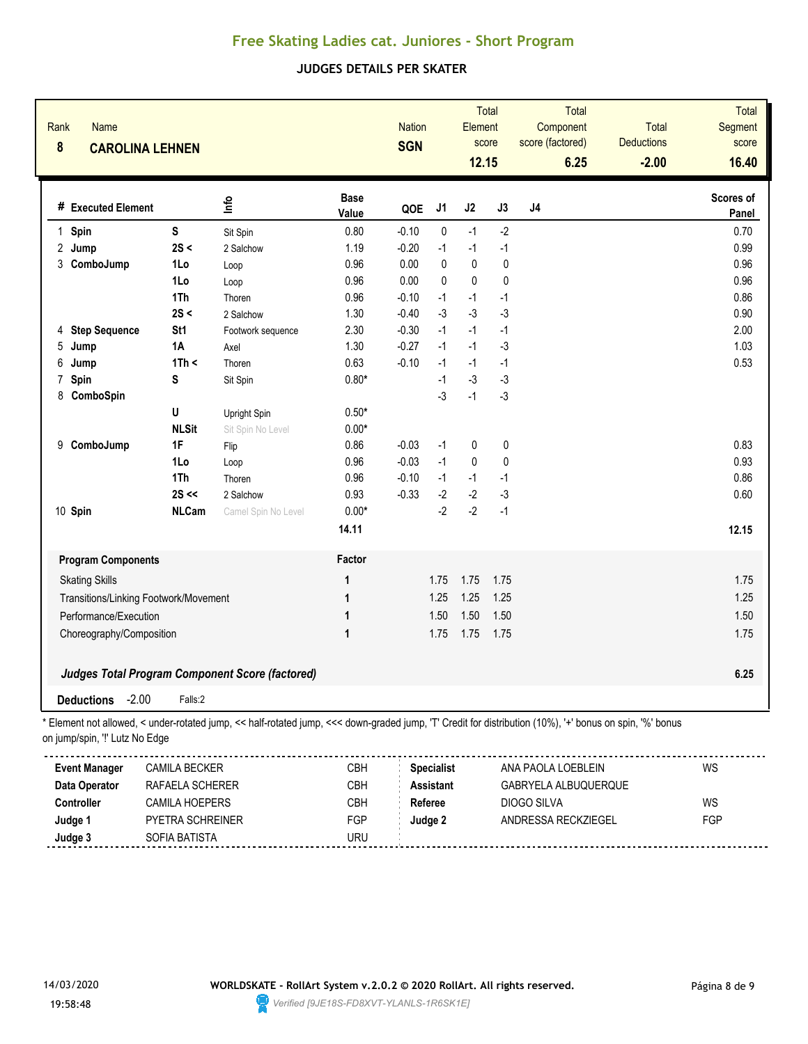# Free Skating Ladies cat. Juniores - Short Program

## JUDGES DETAILS PER SKATER

| Rank | Name | Nation | Total Element score | Total Component score (factored) | Total Deductions | Total Segment score |
|---|---|---|---|---|---|---|
| 8 | **CAROLINA LEHNEN** | **SGN** | 12.15 | 6.25 | -2.00 | 16.40 |

| # | Executed Element | | Info | Base Value | QOE | J1 | J2 | J3 | J4 | Scores of Panel |
|---|---|---|---|---|---|---|---|---|---|---|
| 1 | **Spin** | **S** | Sit Spin | 0.80 | -0.10 | 0 | -1 | -2 | | 0.70 |
| 2 | **Jump** | **2S <** | 2 Salchow | 1.19 | -0.20 | -1 | -1 | -1 | | 0.99 |
| 3 | **ComboJump** | **1Lo** | Loop | 0.96 | 0.00 | 0 | 0 | 0 | | 0.96 |
| | | **1Lo** | Loop | 0.96 | 0.00 | 0 | 0 | 0 | | 0.96 |
| | | **1Th** | Thoren | 0.96 | -0.10 | -1 | -1 | -1 | | 0.86 |
| | | **2S <** | 2 Salchow | 1.30 | -0.40 | -3 | -3 | -3 | | 0.90 |
| 4 | **Step Sequence** | **St1** | Footwork sequence | 2.30 | -0.30 | -1 | -1 | -1 | | 2.00 |
| 5 | **Jump** | **1A** | Axel | 1.30 | -0.27 | -1 | -1 | -3 | | 1.03 |
| 6 | **Jump** | **1Th <** | Thoren | 0.63 | -0.10 | -1 | -1 | -1 | | 0.53 |
| 7 | **Spin** | **S** | Sit Spin | 0.80* | | -1 | -3 | -3 | | |
| 8 | **ComboSpin** | | | | | -3 | -1 | -3 | | |
| | | **U** | Upright Spin | 0.50* | | | | | | |
| | | **NLSit** | Sit Spin No Level | 0.00* | | | | | | |
| 9 | **ComboJump** | **1F** | Flip | 0.86 | -0.03 | -1 | 0 | 0 | | 0.83 |
| | | **1Lo** | Loop | 0.96 | -0.03 | -1 | 0 | 0 | | 0.93 |
| | | **1Th** | Thoren | 0.96 | -0.10 | -1 | -1 | -1 | | 0.86 |
| | | **2S <<** | 2 Salchow | 0.93 | -0.33 | -2 | -2 | -3 | | 0.60 |
| 10 | **Spin** | **NLCam** | Camel Spin No Level | 0.00* | | -2 | -2 | -1 | | |
| | | | | **14.11** | | | | | | **12.15** |

| Program Components | Factor | J1 | J2 | J3 | J4 | |
|---|---|---|---|---|---|---|
| Skating Skills | 1 | 1.75 | 1.75 | 1.75 | | 1.75 |
| Transitions/Linking Footwork/Movement | 1 | 1.25 | 1.25 | 1.25 | | 1.25 |
| Performance/Execution | 1 | 1.50 | 1.50 | 1.50 | | 1.50 |
| Choreography/Composition | 1 | 1.75 | 1.75 | 1.75 | | 1.75 |

***Judges Total Program Component Score (factored)*** **6.25**

**Deductions** -2.00 Falls:2

\* Element not allowed, < under-rotated jump, << half-rotated jump, <<< down-graded jump, 'T' Credit for distribution (10%), '+' bonus on spin, '%' bonus on jump/spin, '!' Lutz No Edge

| | | | | | |
|---|---|---|---|---|---|
| **Event Manager** | CAMILA BECKER | CBH | **Specialist** | ANA PAOLA LOEBLEIN | WS |
| **Data Operator** | RAFAELA SCHERER | CBH | **Assistant** | GABRYELA ALBUQUERQUE | |
| **Controller** | CAMILA HOEPERS | CBH | **Referee** | DIOGO SILVA | WS |
| **Judge 1** | PYETRA SCHREINER | FGP | **Judge 2** | ANDRESSA RECKZIEGEL | FGP |
| **Judge 3** | SOFIA BATISTA | URU | | | |

14/03/2020 19:58:48

**WORLDSKATE - RollArt System v.2.0.2 © 2020 RollArt. All rights reserved.**

*Verified [9JE18S-FD8XVT-YLANLS-1R6SK1E]*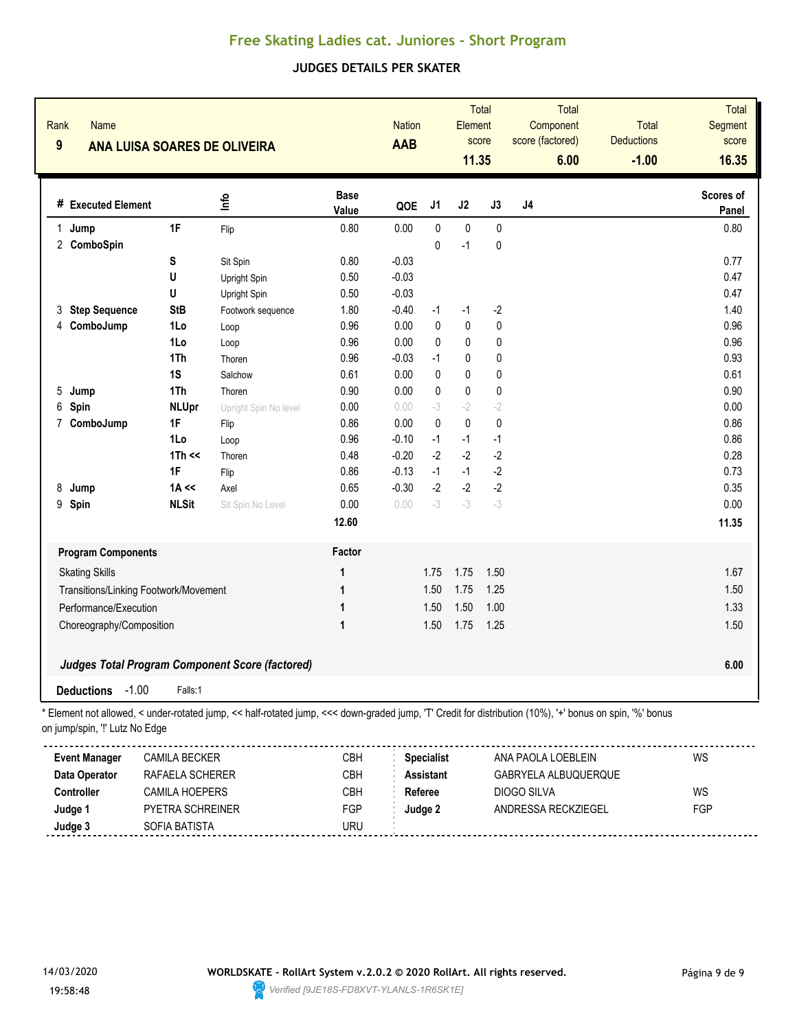# Free Skating Ladies cat. Juniores - Short Program

## JUDGES DETAILS PER SKATER

| Rank | Name | Nation | Total Element score | Total Component score (factored) | Total Deductions | Total Segment score |
|---|---|---|---|---|---|---|
| 9 | ANA LUISA SOARES DE OLIVEIRA | AAB | 11.35 | 6.00 | -1.00 | 16.35 |

| # | Executed Element | | Info | Base Value | QOE | J1 | J2 | J3 | J4 | Scores of Panel |
|---|---|---|---|---|---|---|---|---|---|---|
| 1 | Jump | 1F | Flip | 0.80 | 0.00 | 0 | 0 | 0 | | 0.80 |
| 2 | ComboSpin | | | | | 0 | -1 | 0 | | |
| | | S | Sit Spin | 0.80 | -0.03 | | | | | 0.77 |
| | | U | Upright Spin | 0.50 | -0.03 | | | | | 0.47 |
| | | U | Upright Spin | 0.50 | -0.03 | | | | | 0.47 |
| 3 | Step Sequence | StB | Footwork sequence | 1.80 | -0.40 | -1 | -1 | -2 | | 1.40 |
| 4 | ComboJump | 1Lo | Loop | 0.96 | 0.00 | 0 | 0 | 0 | | 0.96 |
| | | 1Lo | Loop | 0.96 | 0.00 | 0 | 0 | 0 | | 0.96 |
| | | 1Th | Thoren | 0.96 | -0.03 | -1 | 0 | 0 | | 0.93 |
| | | 1S | Salchow | 0.61 | 0.00 | 0 | 0 | 0 | | 0.61 |
| 5 | Jump | 1Th | Thoren | 0.90 | 0.00 | 0 | 0 | 0 | | 0.90 |
| 6 | Spin | NLUpr | Upright Spin No level | 0.00 | 0.00 | -3 | -2 | -2 | | 0.00 |
| 7 | ComboJump | 1F | Flip | 0.86 | 0.00 | 0 | 0 | 0 | | 0.86 |
| | | 1Lo | Loop | 0.96 | -0.10 | -1 | -1 | -1 | | 0.86 |
| | | 1Th << | Thoren | 0.48 | -0.20 | -2 | -2 | -2 | | 0.28 |
| | | 1F | Flip | 0.86 | -0.13 | -1 | -1 | -2 | | 0.73 |
| 8 | Jump | 1A << | Axel | 0.65 | -0.30 | -2 | -2 | -2 | | 0.35 |
| 9 | Spin | NLSit | Sit Spin No Level | 0.00 | 0.00 | -3 | -3 | -3 | | 0.00 |
| | | | | 12.60 | | | | | | 11.35 |

| Program Components | Factor | J1 | J2 | J3 | J4 | |
|---|---|---|---|---|---|---|
| Skating Skills | 1 | 1.75 | 1.75 | 1.50 | | 1.67 |
| Transitions/Linking Footwork/Movement | 1 | 1.50 | 1.75 | 1.25 | | 1.50 |
| Performance/Execution | 1 | 1.50 | 1.50 | 1.00 | | 1.33 |
| Choreography/Composition | 1 | 1.50 | 1.75 | 1.25 | | 1.50 |
| ***Judges Total Program Component Score (factored)*** | | | | | | **6.00** |

**Deductions** -1.00 Falls:1

\* Element not allowed, < under-rotated jump, << half-rotated jump, <<< down-graded jump, 'T' Credit for distribution (10%), '+' bonus on spin, '%' bonus on jump/spin, '!' Lutz No Edge

| | | | | | |
|---|---|---|---|---|---|
| **Event Manager** | CAMILA BECKER | CBH | **Specialist** | ANA PAOLA LOEBLEIN | WS |
| **Data Operator** | RAFAELA SCHERER | CBH | **Assistant** | GABRYELA ALBUQUERQUE | |
| **Controller** | CAMILA HOEPERS | CBH | **Referee** | DIOGO SILVA | WS |
| **Judge 1** | PYETRA SCHREINER | FGP | **Judge 2** | ANDRESSA RECKZIEGEL | FGP |
| **Judge 3** | SOFIA BATISTA | URU | | | |

14/03/2020 19:58:48

WORLDSKATE - RollArt System v.2.0.2 © 2020 RollArt. All rights reserved.

Verified [9JE18S-FD8XVT-YLANLS-1R6SK1E]